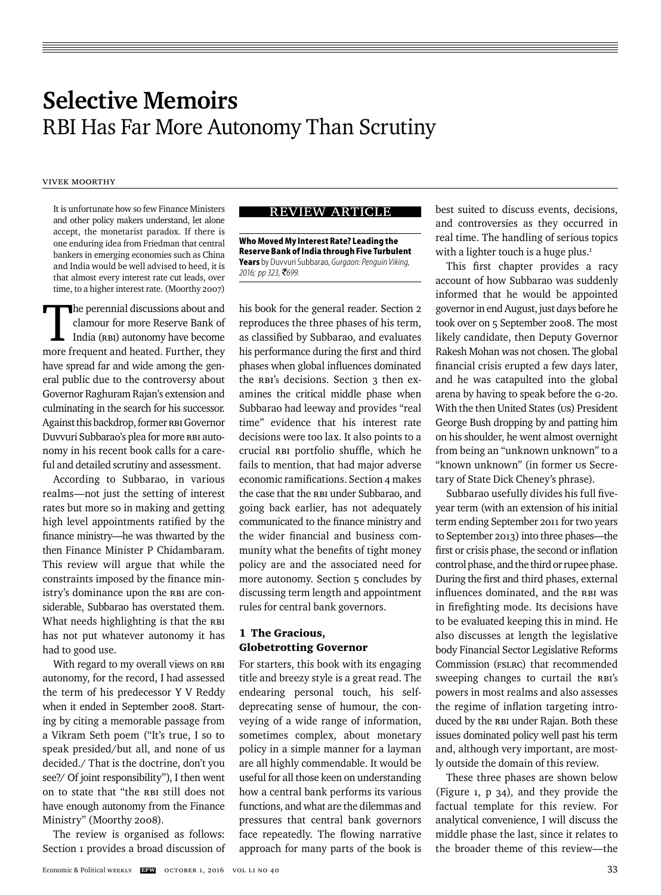# Selective Memoirs

## RBI Has Far More Autonomy Than Scrutiny

VIVEK MOORTHY

> It is unfortunate how so few Finance Ministers and other policy makers understand, let alone accept, the monetarist paradox. If there is one enduring idea from Friedman that central bankers in emerging economies such as China and India would be well advised to heed, it is that almost every interest rate cut leads, over time, to a higher interest rate. (Moorthy 2007)

The perennial discussions about and clamour for more Reserve Bank of India (RBI) autonomy have become more frequent and heated. Further, they have spread far and wide among the general public due to the controversy about Governor Raghuram Rajan's extension and culminating in the search for his successor. Against this backdrop, former RBI Governor Duvvuri Subbarao's plea for more RBI autonomy in his recent book calls for a careful and detailed scrutiny and assessment.

According to Subbarao, in various realms—not just the setting of interest rates but more so in making and getting high level appointments ratified by the finance ministry—he was thwarted by the then Finance Minister P Chidambaram. This review will argue that while the constraints imposed by the finance ministry's dominance upon the RBI are considerable, Subbarao has overstated them. What needs highlighting is that the RBI has not put whatever autonomy it has had to good use.

With regard to my overall views on RBI autonomy, for the record, I had assessed the term of his predecessor Y V Reddy when it ended in September 2008. Starting by citing a memorable passage from a Vikram Seth poem ("It's true, I so to speak presided/but all, and none of us decided./ That is the doctrine, don't you see?/ Of joint responsibility"), I then went on to state that "the RBI still does not have enough autonomy from the Finance Ministry" (Moorthy 2008).

The review is organised as follows: Section 1 provides a broad discussion of his book for the general reader. Section 2 reproduces the three phases of his term, as classified by Subbarao, and evaluates his performance during the first and third phases when global influences dominated the RBI's decisions. Section 3 then examines the critical middle phase when Subbarao had leeway and provides "real time" evidence that his interest rate decisions were too lax. It also points to a crucial RBI portfolio shuffle, which he fails to mention, that had major adverse economic ramifications. Section 4 makes the case that the RBI under Subbarao, and going back earlier, has not adequately communicated to the finance ministry and the wider financial and business community what the benefits of tight money policy are and the associated need for more autonomy. Section 5 concludes by discussing term length and appointment rules for central bank governors.

REVIEW ARTICLE

**Who Moved My Interest Rate? Leading the Reserve Bank of India through Five Turbulent Years** by Duvvuri Subbarao, *Gurgaon: Penguin Viking, 2016; pp 323, ₹699.*

### 1 The Gracious, Globetrotting Governor

For starters, this book with its engaging title and breezy style is a great read. The endearing personal touch, his self-deprecating sense of humour, the conveying of a wide range of information, sometimes complex, about monetary policy in a simple manner for a layman are all highly commendable. It would be useful for all those keen on understanding how a central bank performs its various functions, and what are the dilemmas and pressures that central bank governors face repeatedly. The flowing narrative approach for many parts of the book is best suited to discuss events, decisions, and controversies as they occurred in real time. The handling of serious topics with a lighter touch is a huge plus.[1]

This first chapter provides a racy account of how Subbarao was suddenly informed that he would be appointed governor in end August, just days before he took over on 5 September 2008. The most likely candidate, then Deputy Governor Rakesh Mohan was not chosen. The global financial crisis erupted a few days later, and he was catapulted into the global arena by having to speak before the G-20. With the then United States (US) President George Bush dropping by and patting him on his shoulder, he went almost overnight from being an "unknown unknown" to a "known unknown" (in former US Secretary of State Dick Cheney's phrase).

Subbarao usefully divides his full five-year term (with an extension of his initial term ending September 2011 for two years to September 2013) into three phases—the first or crisis phase, the second or inflation control phase, and the third or rupee phase. During the first and third phases, external influences dominated, and the RBI was in firefighting mode. Its decisions have to be evaluated keeping this in mind. He also discusses at length the legislative body Financial Sector Legislative Reforms Commission (FSLRC) that recommended sweeping changes to curtail the RBI's powers in most realms and also assesses the regime of inflation targeting introduced by the RBI under Rajan. Both these issues dominated policy well past his term and, although very important, are mostly outside the domain of this review.

These three phases are shown below (Figure 1, p 34), and they provide the factual template for this review. For analytical convenience, I will discuss the middle phase the last, since it relates to the broader theme of this review—the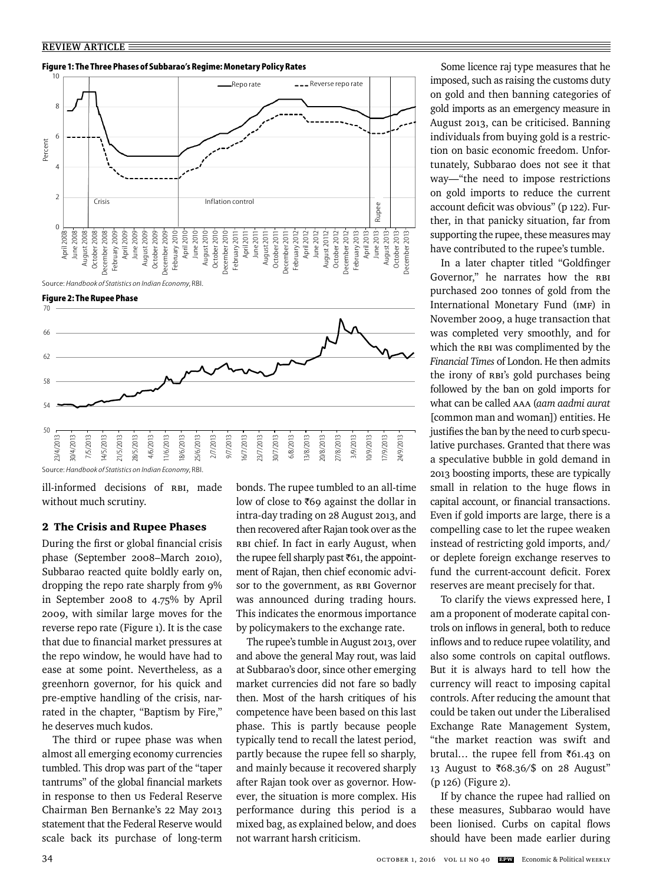**Figure 1: The Three Phases of Subbarao's Regime: Monetary Policy Rates**

Source: *Handbook of Statistics on Indian Economy*, RBI.

**Figure 2: The Rupee Phase**

Source: *Handbook of Statistics on Indian Economy*, RBI.

ill-informed decisions of RBI, made without much scrutiny.

## 2 The Crisis and Rupee Phases

During the first or global financial crisis phase (September 2008–March 2010), Subbarao reacted quite boldly early on, dropping the repo rate sharply from 9% in September 2008 to 4.75% by April 2009, with similar large moves for the reverse repo rate (Figure 1). It is the case that due to financial market pressures at the repo window, he would have had to ease at some point. Nevertheless, as a greenhorn governor, for his quick and pre-emptive handling of the crisis, narrated in the chapter, "Baptism by Fire," he deserves much kudos.

The third or rupee phase was when almost all emerging economy currencies tumbled. This drop was part of the "taper tantrums" of the global financial markets in response to then US Federal Reserve Chairman Ben Bernanke's 22 May 2013 statement that the Federal Reserve would scale back its purchase of long-term bonds. The rupee tumbled to an all-time low of close to ₹69 against the dollar in intra-day trading on 28 August 2013, and then recovered after Rajan took over as the RBI chief. In fact in early August, when the rupee fell sharply past ₹61, the appointment of Rajan, then chief economic advisor to the government, as RBI Governor was announced during trading hours. This indicates the enormous importance by policymakers to the exchange rate.

The rupee's tumble in August 2013, over and above the general May rout, was laid at Subbarao's door, since other emerging market currencies did not fare so badly then. Most of the harsh critiques of his competence have been based on this last phase. This is partly because people typically tend to recall the latest period, partly because the rupee fell so sharply, and mainly because it recovered sharply after Rajan took over as governor. However, the situation is more complex. His performance during this period is a mixed bag, as explained below, and does not warrant harsh criticism.

Some licence raj type measures that he imposed, such as raising the customs duty on gold and then banning categories of gold imports as an emergency measure in August 2013, can be criticised. Banning individuals from buying gold is a restriction on basic economic freedom. Unfortunately, Subbarao does not see it that way—"the need to impose restrictions on gold imports to reduce the current account deficit was obvious" (p 122). Further, in that panicky situation, far from supporting the rupee, these measures may have contributed to the rupee's tumble.

In a later chapter titled "Goldfinger Governor," he narrates how the RBI purchased 200 tonnes of gold from the International Monetary Fund (IMF) in November 2009, a huge transaction that was completed very smoothly, and for which the RBI was complimented by the *Financial Times* of London. He then admits the irony of RBI's gold purchases being followed by the ban on gold imports for what can be called AAA (*aam aadmi aurat* [common man and woman]) entities. He justifies the ban by the need to curb speculative purchases. Granted that there was a speculative bubble in gold demand in 2013 boosting imports, these are typically small in relation to the huge flows in capital account, or financial transactions. Even if gold imports are large, there is a compelling case to let the rupee weaken instead of restricting gold imports, and/or deplete foreign exchange reserves to fund the current-account deficit. Forex reserves are meant precisely for that.

To clarify the views expressed here, I am a proponent of moderate capital controls on inflows in general, both to reduce inflows and to reduce rupee volatility, and also some controls on capital outflows. But it is always hard to tell how the currency will react to imposing capital controls. After reducing the amount that could be taken out under the Liberalised Exchange Rate Management System, "the market reaction was swift and brutal… the rupee fell from ₹61.43 on 13 August to ₹68.36/$ on 28 August" (p 126) (Figure 2).

If by chance the rupee had rallied on these measures, Subbarao would have been lionised. Curbs on capital flows should have been made earlier during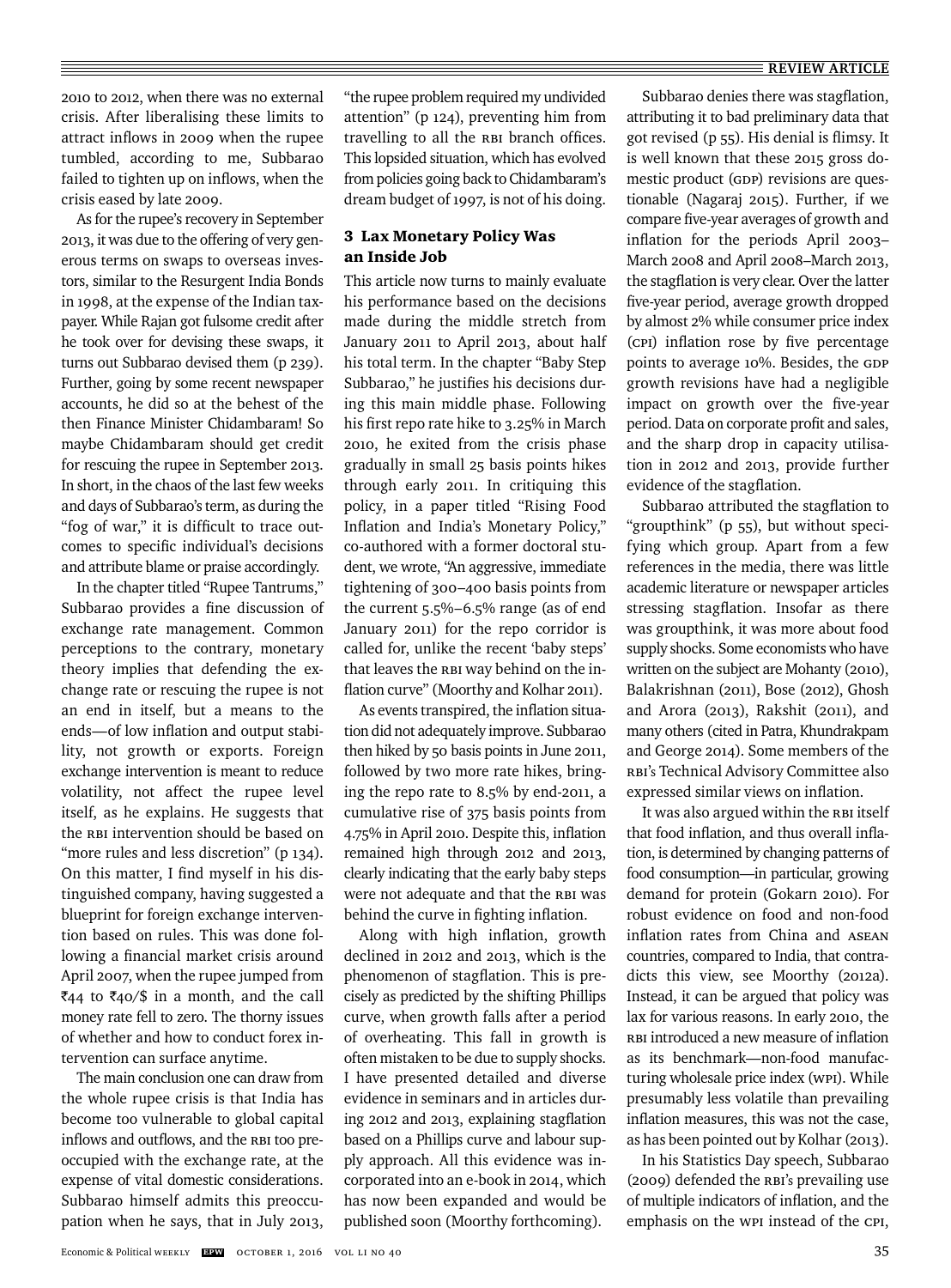2010 to 2012, when there was no external crisis. After liberalising these limits to attract inflows in 2009 when the rupee tumbled, according to me, Subbarao failed to tighten up on inflows, when the crisis eased by late 2009.

As for the rupee's recovery in September 2013, it was due to the offering of very generous terms on swaps to overseas investors, similar to the Resurgent India Bonds in 1998, at the expense of the Indian taxpayer. While Rajan got fulsome credit after he took over for devising these swaps, it turns out Subbarao devised them (p 239). Further, going by some recent newspaper accounts, he did so at the behest of the then Finance Minister Chidambaram! So maybe Chidambaram should get credit for rescuing the rupee in September 2013. In short, in the chaos of the last few weeks and days of Subbarao's term, as during the "fog of war," it is difficult to trace outcomes to specific individual's decisions and attribute blame or praise accordingly.

In the chapter titled "Rupee Tantrums," Subbarao provides a fine discussion of exchange rate management. Common perceptions to the contrary, monetary theory implies that defending the exchange rate or rescuing the rupee is not an end in itself, but a means to the ends—of low inflation and output stability, not growth or exports. Foreign exchange intervention is meant to reduce volatility, not affect the rupee level itself, as he explains. He suggests that the RBI intervention should be based on "more rules and less discretion" (p 134). On this matter, I find myself in his distinguished company, having suggested a blueprint for foreign exchange intervention based on rules. This was done following a financial market crisis around April 2007, when the rupee jumped from ₹44 to ₹40/$ in a month, and the call money rate fell to zero. The thorny issues of whether and how to conduct forex intervention can surface anytime.

The main conclusion one can draw from the whole rupee crisis is that India has become too vulnerable to global capital inflows and outflows, and the RBI too preoccupied with the exchange rate, at the expense of vital domestic considerations. Subbarao himself admits this preoccupation when he says, that in July 2013, "the rupee problem required my undivided attention" (p 124), preventing him from travelling to all the RBI branch offices. This lopsided situation, which has evolved from policies going back to Chidambaram's dream budget of 1997, is not of his doing.

## 3 Lax Monetary Policy Was an Inside Job

This article now turns to mainly evaluate his performance based on the decisions made during the middle stretch from January 2011 to April 2013, about half his total term. In the chapter "Baby Step Subbarao," he justifies his decisions during this main middle phase. Following his first repo rate hike to 3.25% in March 2010, he exited from the crisis phase gradually in small 25 basis points hikes through early 2011. In critiquing this policy, in a paper titled "Rising Food Inflation and India's Monetary Policy," co-authored with a former doctoral student, we wrote, "An aggressive, immediate tightening of 300–400 basis points from the current 5.5%–6.5% range (as of end January 2011) for the repo corridor is called for, unlike the recent 'baby steps' that leaves the RBI way behind on the inflation curve" (Moorthy and Kolhar 2011).

As events transpired, the inflation situation did not adequately improve. Subbarao then hiked by 50 basis points in June 2011, followed by two more rate hikes, bringing the repo rate to 8.5% by end-2011, a cumulative rise of 375 basis points from 4.75% in April 2010. Despite this, inflation remained high through 2012 and 2013, clearly indicating that the early baby steps were not adequate and that the RBI was behind the curve in fighting inflation.

Along with high inflation, growth declined in 2012 and 2013, which is the phenomenon of stagflation. This is precisely as predicted by the shifting Phillips curve, when growth falls after a period of overheating. This fall in growth is often mistaken to be due to supply shocks. I have presented detailed and diverse evidence in seminars and in articles during 2012 and 2013, explaining stagflation based on a Phillips curve and labour supply approach. All this evidence was incorporated into an e-book in 2014, which has now been expanded and would be published soon (Moorthy forthcoming).

Subbarao denies there was stagflation, attributing it to bad preliminary data that got revised (p 55). His denial is flimsy. It is well known that these 2015 gross domestic product (GDP) revisions are questionable (Nagaraj 2015). Further, if we compare five-year averages of growth and inflation for the periods April 2003–March 2008 and April 2008–March 2013, the stagflation is very clear. Over the latter five-year period, average growth dropped by almost 2% while consumer price index (CPI) inflation rose by five percentage points to average 10%. Besides, the GDP growth revisions have had a negligible impact on growth over the five-year period. Data on corporate profit and sales, and the sharp drop in capacity utilisation in 2012 and 2013, provide further evidence of the stagflation.

Subbarao attributed the stagflation to "groupthink" (p 55), but without specifying which group. Apart from a few references in the media, there was little academic literature or newspaper articles stressing stagflation. Insofar as there was groupthink, it was more about food supply shocks. Some economists who have written on the subject are Mohanty (2010), Balakrishnan (2011), Bose (2012), Ghosh and Arora (2013), Rakshit (2011), and many others (cited in Patra, Khundrakpam and George 2014). Some members of the RBI's Technical Advisory Committee also expressed similar views on inflation.

It was also argued within the RBI itself that food inflation, and thus overall inflation, is determined by changing patterns of food consumption—in particular, growing demand for protein (Gokarn 2010). For robust evidence on food and non-food inflation rates from China and ASEAN countries, compared to India, that contradicts this view, see Moorthy (2012a). Instead, it can be argued that policy was lax for various reasons. In early 2010, the RBI introduced a new measure of inflation as its benchmark—non-food manufacturing wholesale price index (WPI). While presumably less volatile than prevailing inflation measures, this was not the case, as has been pointed out by Kolhar (2013).

In his Statistics Day speech, Subbarao (2009) defended the RBI's prevailing use of multiple indicators of inflation, and the emphasis on the WPI instead of the CPI,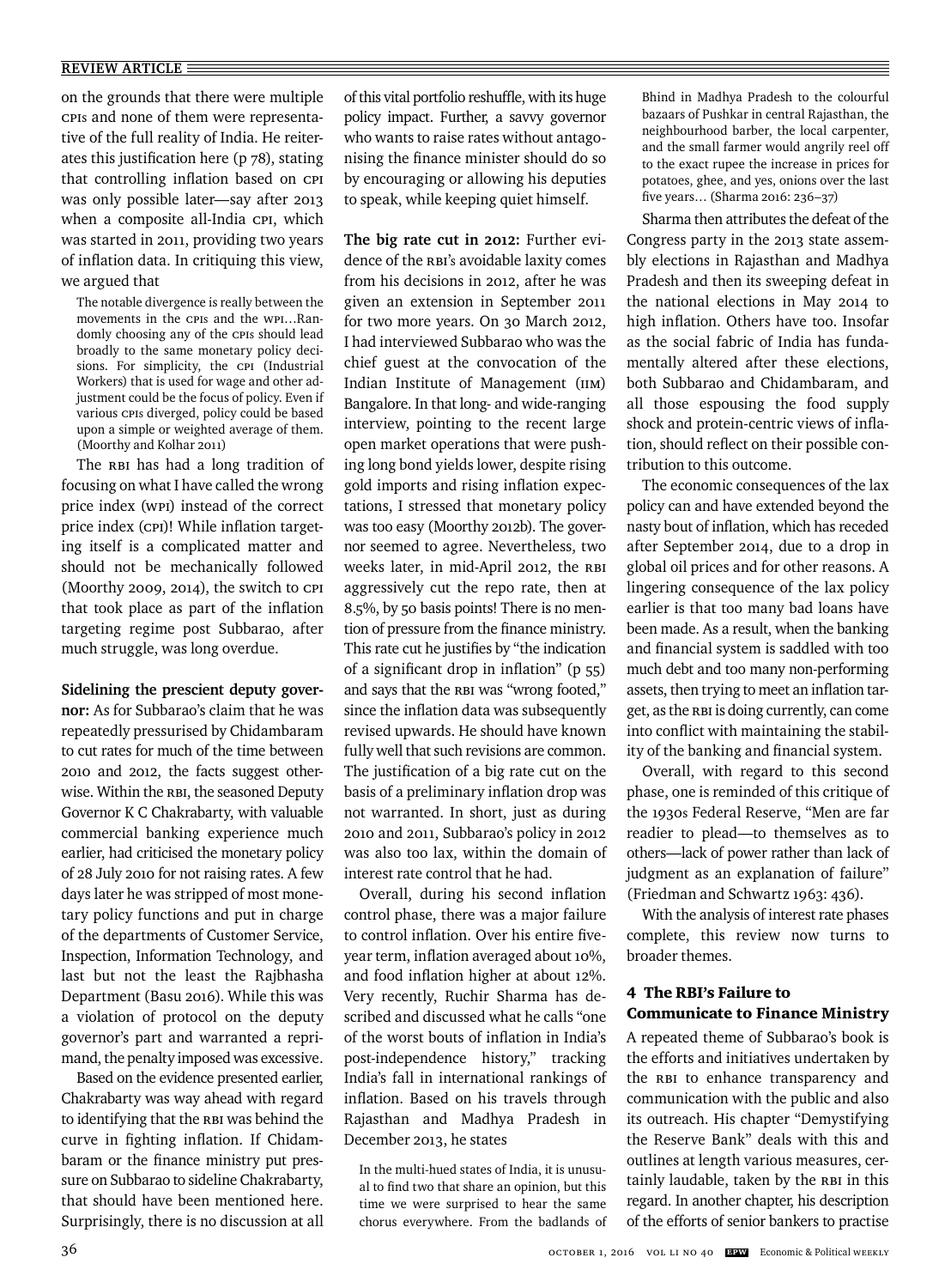on the grounds that there were multiple CPIs and none of them were representative of the full reality of India. He reiterates this justification here (p 78), stating that controlling inflation based on CPI was only possible later—say after 2013 when a composite all-India CPI, which was started in 2011, providing two years of inflation data. In critiquing this view, we argued that

> The notable divergence is really between the movements in the CPIs and the WPI…Randomly choosing any of the CPIs should lead broadly to the same monetary policy decisions. For simplicity, the CPI (Industrial Workers) that is used for wage and other adjustment could be the focus of policy. Even if various CPIs diverged, policy could be based upon a simple or weighted average of them. (Moorthy and Kolhar 2011)

The RBI has had a long tradition of focusing on what I have called the wrong price index (WPI) instead of the correct price index (CPI)! While inflation targeting itself is a complicated matter and should not be mechanically followed (Moorthy 2009, 2014), the switch to CPI that took place as part of the inflation targeting regime post Subbarao, after much struggle, was long overdue.

**Sidelining the prescient deputy governor:** As for Subbarao's claim that he was repeatedly pressurised by Chidambaram to cut rates for much of the time between 2010 and 2012, the facts suggest otherwise. Within the RBI, the seasoned Deputy Governor K C Chakrabarty, with valuable commercial banking experience much earlier, had criticised the monetary policy of 28 July 2010 for not raising rates. A few days later he was stripped of most monetary policy functions and put in charge of the departments of Customer Service, Inspection, Information Technology, and last but not the least the Rajbhasha Department (Basu 2016). While this was a violation of protocol on the deputy governor's part and warranted a reprimand, the penalty imposed was excessive.

Based on the evidence presented earlier, Chakrabarty was way ahead with regard to identifying that the RBI was behind the curve in fighting inflation. If Chidambaram or the finance ministry put pressure on Subbarao to sideline Chakrabarty, that should have been mentioned here. Surprisingly, there is no discussion at all of this vital portfolio reshuffle, with its huge policy impact. Further, a savvy governor who wants to raise rates without antagonising the finance minister should do so by encouraging or allowing his deputies to speak, while keeping quiet himself.

**The big rate cut in 2012:** Further evidence of the RBI's avoidable laxity comes from his decisions in 2012, after he was given an extension in September 2011 for two more years. On 30 March 2012, I had interviewed Subbarao who was the chief guest at the convocation of the Indian Institute of Management (IIM) Bangalore. In that long- and wide-ranging interview, pointing to the recent large open market operations that were pushing long bond yields lower, despite rising gold imports and rising inflation expectations, I stressed that monetary policy was too easy (Moorthy 2012b). The governor seemed to agree. Nevertheless, two weeks later, in mid-April 2012, the RBI aggressively cut the repo rate, then at 8.5%, by 50 basis points! There is no mention of pressure from the finance ministry. This rate cut he justifies by "the indication of a significant drop in inflation" (p 55) and says that the RBI was "wrong footed," since the inflation data was subsequently revised upwards. He should have known fully well that such revisions are common. The justification of a big rate cut on the basis of a preliminary inflation drop was not warranted. In short, just as during 2010 and 2011, Subbarao's policy in 2012 was also too lax, within the domain of interest rate control that he had.

Overall, during his second inflation control phase, there was a major failure to control inflation. Over his entire five-year term, inflation averaged about 10%, and food inflation higher at about 12%. Very recently, Ruchir Sharma has described and discussed what he calls "one of the worst bouts of inflation in India's post-independence history," tracking India's fall in international rankings of inflation. Based on his travels through Rajasthan and Madhya Pradesh in December 2013, he states

> In the multi-hued states of India, it is unusual to find two that share an opinion, but this time we were surprised to hear the same chorus everywhere. From the badlands of Bhind in Madhya Pradesh to the colourful bazaars of Pushkar in central Rajasthan, the neighbourhood barber, the local carpenter, and the small farmer would angrily reel off to the exact rupee the increase in prices for potatoes, ghee, and yes, onions over the last five years… (Sharma 2016: 236–37)

Sharma then attributes the defeat of the Congress party in the 2013 state assembly elections in Rajasthan and Madhya Pradesh and then its sweeping defeat in the national elections in May 2014 to high inflation. Others have too. Insofar as the social fabric of India has fundamentally altered after these elections, both Subbarao and Chidambaram, and all those espousing the food supply shock and protein-centric views of inflation, should reflect on their possible contribution to this outcome.

The economic consequences of the lax policy can and have extended beyond the nasty bout of inflation, which has receded after September 2014, due to a drop in global oil prices and for other reasons. A lingering consequence of the lax policy earlier is that too many bad loans have been made. As a result, when the banking and financial system is saddled with too much debt and too many non-performing assets, then trying to meet an inflation target, as the RBI is doing currently, can come into conflict with maintaining the stability of the banking and financial system.

Overall, with regard to this second phase, one is reminded of this critique of the 1930s Federal Reserve, "Men are far readier to plead—to themselves as to others—lack of power rather than lack of judgment as an explanation of failure" (Friedman and Schwartz 1963: 436).

With the analysis of interest rate phases complete, this review now turns to broader themes.

## 4 The RBI's Failure to Communicate to Finance Ministry

A repeated theme of Subbarao's book is the efforts and initiatives undertaken by the RBI to enhance transparency and communication with the public and also its outreach. His chapter "Demystifying the Reserve Bank" deals with this and outlines at length various measures, certainly laudable, taken by the RBI in this regard. In another chapter, his description of the efforts of senior bankers to practise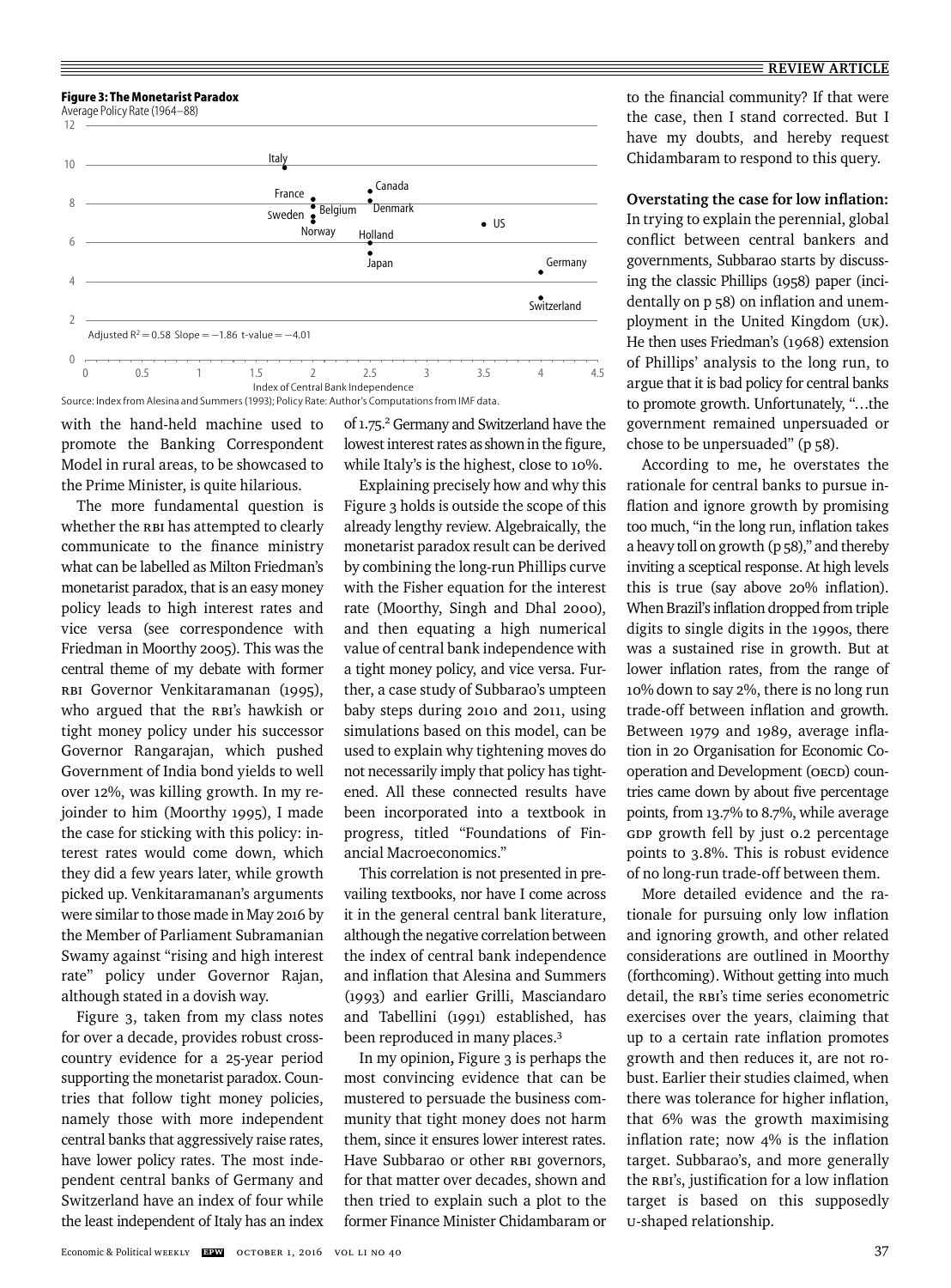**Figure 3: The Monetarist Paradox**

Average Policy Rate (1964–88)

Adjusted $R^2 = 0.58$ Slope $= -1.86$ t-value $= -4.01$

Index of Central Bank Independence

Source: Index from Alesina and Summers (1993); Policy Rate: Author's Computations from IMF data.

with the hand-held machine used to promote the Banking Correspondent Model in rural areas, to be showcased to the Prime Minister, is quite hilarious.

The more fundamental question is whether the RBI has attempted to clearly communicate to the finance ministry what can be labelled as Milton Friedman's monetarist paradox, that is an easy money policy leads to high interest rates and vice versa (see correspondence with Friedman in Moorthy 2005). This was the central theme of my debate with former RBI Governor Venkitaramanan (1995), who argued that the RBI's hawkish or tight money policy under his successor Governor Rangarajan, which pushed Government of India bond yields to well over 12%, was killing growth. In my rejoinder to him (Moorthy 1995), I made the case for sticking with this policy: interest rates would come down, which they did a few years later, while growth picked up. Venkitaramanan's arguments were similar to those made in May 2016 by the Member of Parliament Subramanian Swamy against "rising and high interest rate" policy under Governor Rajan, although stated in a dovish way.

Figure 3, taken from my class notes for over a decade, provides robust cross-country evidence for a 25-year period supporting the monetarist paradox. Countries that follow tight money policies, namely those with more independent central banks that aggressively raise rates, have lower policy rates. The most independent central banks of Germany and Switzerland have an index of four while the least independent of Italy has an index of 1.75.[2] Germany and Switzerland have the lowest interest rates as shown in the figure, while Italy's is the highest, close to 10%.

Explaining precisely how and why this Figure 3 holds is outside the scope of this already lengthy review. Algebraically, the monetarist paradox result can be derived by combining the long-run Phillips curve with the Fisher equation for the interest rate (Moorthy, Singh and Dhal 2000), and then equating a high numerical value of central bank independence with a tight money policy, and vice versa. Further, a case study of Subbarao's umpteen baby steps during 2010 and 2011, using simulations based on this model, can be used to explain why tightening moves do not necessarily imply that policy has tightened. All these connected results have been incorporated into a textbook in progress, titled "Foundations of Financial Macroeconomics."

This correlation is not presented in prevailing textbooks, nor have I come across it in the general central bank literature, although the negative correlation between the index of central bank independence and inflation that Alesina and Summers (1993) and earlier Grilli, Masciandaro and Tabellini (1991) established, has been reproduced in many places.[3]

In my opinion, Figure 3 is perhaps the most convincing evidence that can be mustered to persuade the business community that tight money does not harm them, since it ensures lower interest rates. Have Subbarao or other RBI governors, for that matter over decades, shown and then tried to explain such a plot to the former Finance Minister Chidambaram or to the financial community? If that were the case, then I stand corrected. But I have my doubts, and hereby request Chidambaram to respond to this query.

**Overstating the case for low inflation:** In trying to explain the perennial, global conflict between central bankers and governments, Subbarao starts by discussing the classic Phillips (1958) paper (incidentally on p 58) on inflation and unemployment in the United Kingdom (UK). He then uses Friedman's (1968) extension of Phillips' analysis to the long run, to argue that it is bad policy for central banks to promote growth. Unfortunately, "...the government remained unpersuaded or chose to be unpersuaded" (p 58).

According to me, he overstates the rationale for central banks to pursue inflation and ignore growth by promising too much, "in the long run, inflation takes a heavy toll on growth (p 58)," and thereby inviting a sceptical response. At high levels this is true (say above 20% inflation). When Brazil's inflation dropped from triple digits to single digits in the 1990s, there was a sustained rise in growth. But at lower inflation rates, from the range of 10% down to say 2%, there is no long run trade-off between inflation and growth. Between 1979 and 1989, average inflation in 20 Organisation for Economic Co-operation and Development (OECD) countries came down by about five percentage points, from 13.7% to 8.7%, while average GDP growth fell by just 0.2 percentage points to 3.8%. This is robust evidence of no long-run trade-off between them.

More detailed evidence and the rationale for pursuing only low inflation and ignoring growth, and other related considerations are outlined in Moorthy (forthcoming). Without getting into much detail, the RBI's time series econometric exercises over the years, claiming that up to a certain rate inflation promotes growth and then reduces it, are not robust. Earlier their studies claimed, when there was tolerance for higher inflation, that 6% was the growth maximising inflation rate; now 4% is the inflation target. Subbarao's, and more generally the RBI's, justification for a low inflation target is based on this supposedly U-shaped relationship.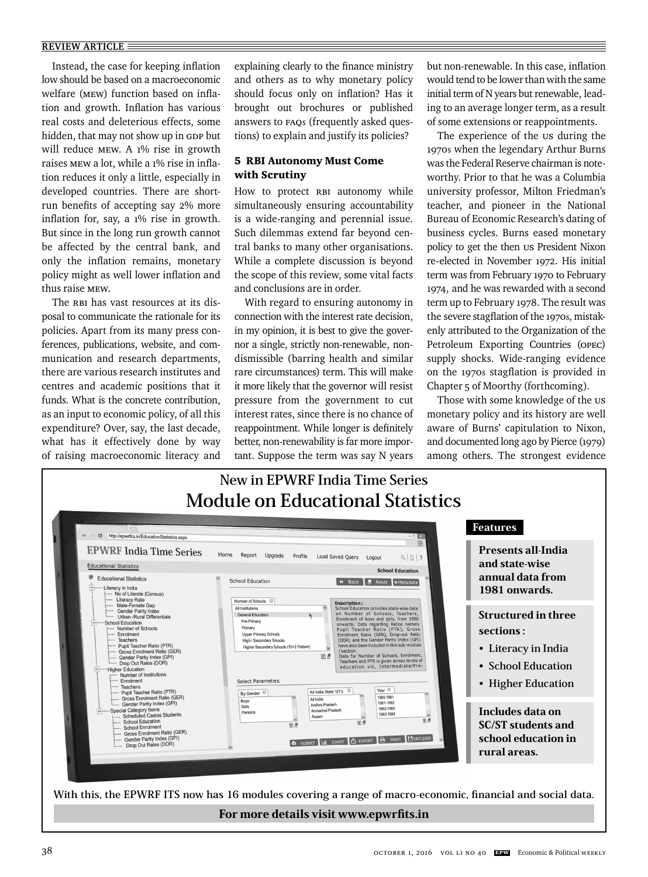Instead, the case for keeping inflation low should be based on a macroeconomic welfare (MEW) function based on inflation and growth. Inflation has various real costs and deleterious effects, some hidden, that may not show up in GDP but will reduce MEW. A 1% rise in growth raises MEW a lot, while a 1% rise in inflation reduces it only a little, especially in developed countries. There are short-run benefits of accepting say 2% more inflation for, say, a 1% rise in growth. But since in the long run growth cannot be affected by the central bank, and only the inflation remains, monetary policy might as well lower inflation and thus raise MEW.

The RBI has vast resources at its disposal to communicate the rationale for its policies. Apart from its many press conferences, publications, website, and communication and research departments, there are various research institutes and centres and academic positions that it funds. What is the concrete contribution, as an input to economic policy, of all this expenditure? Over, say, the last decade, what has it effectively done by way of raising macroeconomic literacy and explaining clearly to the finance ministry and others as to why monetary policy should focus only on inflation? Has it brought out brochures or published answers to FAQs (frequently asked questions) to explain and justify its policies?

### 5 RBI Autonomy Must Come with Scrutiny

How to protect RBI autonomy while simultaneously ensuring accountability is a wide-ranging and perennial issue. Such dilemmas extend far beyond central banks to many other organisations. While a complete discussion is beyond the scope of this review, some vital facts and conclusions are in order.

With regard to ensuring autonomy in connection with the interest rate decision, in my opinion, it is best to give the governor a single, strictly non-renewable, non-dismissible (barring health and similar rare circumstances) term. This will make it more likely that the governor will resist pressure from the government to cut interest rates, since there is no chance of reappointment. While longer is definitely better, non-renewability is far more important. Suppose the term was say N years but non-renewable. In this case, inflation would tend to be lower than with the same initial term of N years but renewable, leading to an average longer term, as a result of some extensions or reappointments.

The experience of the US during the 1970s when the legendary Arthur Burns was the Federal Reserve chairman is noteworthy. Prior to that he was a Columbia university professor, Milton Friedman's teacher, and pioneer in the National Bureau of Economic Research's dating of business cycles. Burns eased monetary policy to get the then US President Nixon re-elected in November 1972. His initial term was from February 1970 to February 1974, and he was rewarded with a second term up to February 1978. The result was the severe stagflation of the 1970s, mistakenly attributed to the Organization of the Petroleum Exporting Countries (OPEC) supply shocks. Wide-ranging evidence on the 1970s stagflation is provided in Chapter 5 of Moorthy (forthcoming).

Those with some knowledge of the US monetary policy and its history are well aware of Burns' capitulation to Nixon, and documented long ago by Pierce (1979) among others. The strongest evidence

---

## New in EPWRF India Time Series
# Module on Educational Statistics

**Features**

**Presents all-India and state-wise annual data from 1981 onwards.**

**Structured in three sections :**

- Literacy in India
- School Education
- Higher Education

**Includes data on SC/ST students and school education in rural areas.**

With this, the EPWRF ITS now has 16 modules covering a range of macro-economic, financial and social data.

**For more details visit www.epwrfits.in**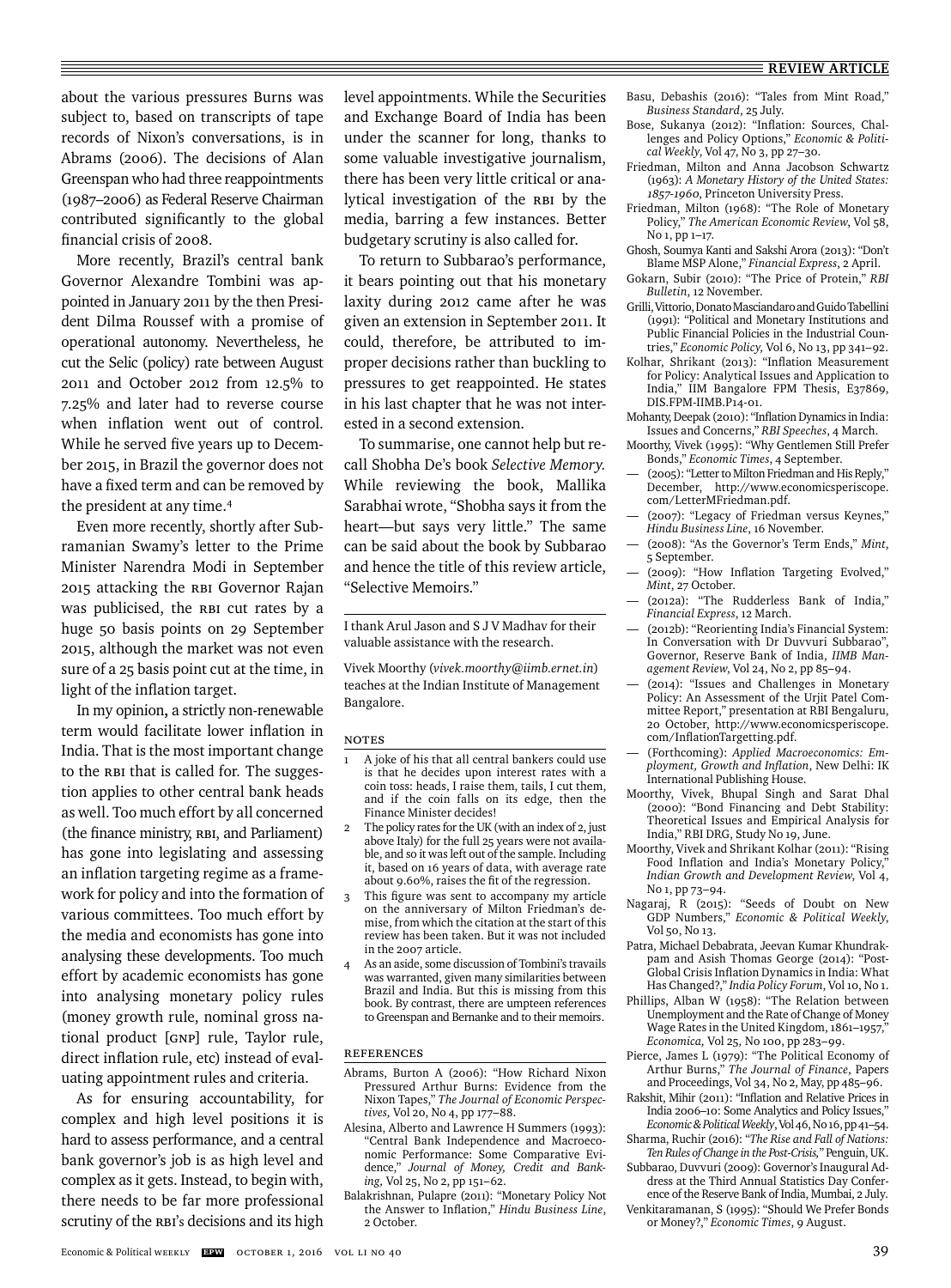about the various pressures Burns was subject to, based on transcripts of tape records of Nixon's conversations, is in Abrams (2006). The decisions of Alan Greenspan who had three reappointments (1987–2006) as Federal Reserve Chairman contributed significantly to the global financial crisis of 2008.

More recently, Brazil's central bank Governor Alexandre Tombini was appointed in January 2011 by the then President Dilma Roussef with a promise of operational autonomy. Nevertheless, he cut the Selic (policy) rate between August 2011 and October 2012 from 12.5% to 7.25% and later had to reverse course when inflation went out of control. While he served five years up to December 2015, in Brazil the governor does not have a fixed term and can be removed by the president at any time.[4]

Even more recently, shortly after Subramanian Swamy's letter to the Prime Minister Narendra Modi in September 2015 attacking the RBI Governor Rajan was publicised, the RBI cut rates by a huge 50 basis points on 29 September 2015, although the market was not even sure of a 25 basis point cut at the time, in light of the inflation target.

In my opinion, a strictly non-renewable term would facilitate lower inflation in India. That is the most important change to the RBI that is called for. The suggestion applies to other central bank heads as well. Too much effort by all concerned (the finance ministry, RBI, and Parliament) has gone into legislating and assessing an inflation targeting regime as a framework for policy and into the formation of various committees. Too much effort by the media and economists has gone into analysing these developments. Too much effort by academic economists has gone into analysing monetary policy rules (money growth rule, nominal gross national product [GNP] rule, Taylor rule, direct inflation rule, etc) instead of evaluating appointment rules and criteria.

As for ensuring accountability, for complex and high level positions it is hard to assess performance, and a central bank governor's job is as high level and complex as it gets. Instead, to begin with, there needs to be far more professional scrutiny of the RBI's decisions and its high level appointments. While the Securities and Exchange Board of India has been under the scanner for long, thanks to some valuable investigative journalism, there has been very little critical or analytical investigation of the RBI by the media, barring a few instances. Better budgetary scrutiny is also called for.

To return to Subbarao's performance, it bears pointing out that his monetary laxity during 2012 came after he was given an extension in September 2011. It could, therefore, be attributed to improper decisions rather than buckling to pressures to get reappointed. He states in his last chapter that he was not interested in a second extension.

To summarise, one cannot help but recall Shobha De's book *Selective Memory*. While reviewing the book, Mallika Sarabhai wrote, "Shobha says it from the heart—but says very little." The same can be said about the book by Subbarao and hence the title of this review article, "Selective Memoirs."

I thank Arul Jason and S J V Madhav for their valuable assistance with the research.

Vivek Moorthy (*vivek.moorthy@iimb.ernet.in*) teaches at the Indian Institute of Management Bangalore.

## Notes

1. A joke of his that all central bankers could use is that he decides upon interest rates with a coin toss: heads, I raise them, tails, I cut them, and if the coin falls on its edge, then the Finance Minister decides!
2. The policy rates for the UK (with an index of 2, just above Italy) for the full 25 years were not available, and so it was left out of the sample. Including it, based on 16 years of data, with average rate about 9.60%, raises the fit of the regression.
3. This figure was sent to accompany my article on the anniversary of Milton Friedman's demise, from which the citation at the start of this review has been taken. But it was not included in the 2007 article.
4. As an aside, some discussion of Tombini's travails was warranted, given many similarities between Brazil and India. But this is missing from this book. By contrast, there are umpteen references to Greenspan and Bernanke and to their memoirs.

## References

Abrams, Burton A (2006): "How Richard Nixon Pressured Arthur Burns: Evidence from the Nixon Tapes," *The Journal of Economic Perspectives,* Vol 20, No 4, pp 177–88.

Alesina, Alberto and Lawrence H Summers (1993): "Central Bank Independence and Macroeconomic Performance: Some Comparative Evidence," *Journal of Money, Credit and Banking,* Vol 25, No 2, pp 151–62.

Balakrishnan, Pulapre (2011): "Monetary Policy Not the Answer to Inflation," *Hindu Business Line*, 2 October.

Basu, Debashis (2016): "Tales from Mint Road," *Business Standard*, 25 July.

Bose, Sukanya (2012): "Inflation: Sources, Challenges and Policy Options," *Economic & Political Weekly*, Vol 47, No 3, pp 27–30.

Friedman, Milton and Anna Jacobson Schwartz (1963): *A Monetary History of the United States: 1857-1960*, Princeton University Press.

Friedman, Milton (1968): "The Role of Monetary Policy," *The American Economic Review*, Vol 58, No 1, pp 1–17.

Ghosh, Soumya Kanti and Sakshi Arora (2013): "Don't Blame MSP Alone," *Financial Express*, 2 April.

Gokarn, Subir (2010): "The Price of Protein," *RBI Bulletin*, 12 November.

Grilli, Vittorio, Donato Masciandaro and Guido Tabellini (1991): "Political and Monetary Institutions and Public Financial Policies in the Industrial Countries," *Economic Policy,* Vol 6, No 13, pp 341–92.

Kolhar, Shrikant (2013): "Inflation Measurement for Policy: Analytical Issues and Application to India," IIM Bangalore FPM Thesis, E37869, DIS.FPM-IIMB.P14-01.

Mohanty, Deepak (2010): "Inflation Dynamics in India: Issues and Concerns," *RBI Speeches*, 4 March.

Moorthy, Vivek (1995): "Why Gentlemen Still Prefer Bonds," *Economic Times*, 4 September.

— (2005): "Letter to Milton Friedman and His Reply," December, http://www.economicsperiscope.com/LetterMFriedman.pdf.

— (2007): "Legacy of Friedman versus Keynes," *Hindu Business Line*, 16 November.

— (2008): "As the Governor's Term Ends," *Mint*, 5 September.

— (2009): "How Inflation Targeting Evolved," *Mint*, 27 October.

— (2012a): "The Rudderless Bank of India," *Financial Express*, 12 March.

— (2012b): "Reorienting India's Financial System: In Conversation with Dr Duvvuri Subbarao", Governor, Reserve Bank of India, *IIMB Management Review*, Vol 24, No 2, pp 85–94.

— (2014): "Issues and Challenges in Monetary Policy: An Assessment of the Urjit Patel Committee Report," presentation at RBI Bengaluru, 20 October, http://www.economicsperiscope.com/InflationTargetting.pdf.

— (Forthcoming): *Applied Macroeconomics: Employment, Growth and Inflation*, New Delhi: IK International Publishing House.

Moorthy, Vivek, Bhupal Singh and Sarat Dhal (2000): "Bond Financing and Debt Stability: Theoretical Issues and Empirical Analysis for India," RBI DRG, Study No 19, June.

Moorthy, Vivek and Shrikant Kolhar (2011): "Rising Food Inflation and India's Monetary Policy," *Indian Growth and Development Review*, Vol 4, No 1, pp 73–94.

Nagaraj, R (2015): "Seeds of Doubt on New GDP Numbers," *Economic & Political Weekly*, Vol 50, No 13.

Patra, Michael Debabrata, Jeevan Kumar Khundrakpam and Asish Thomas George (2014): "Post-Global Crisis Inflation Dynamics in India: What Has Changed?," *India Policy Forum*, Vol 10, No 1.

Phillips, Alban W (1958): "The Relation between Unemployment and the Rate of Change of Money Wage Rates in the United Kingdom, 1861–1957," *Economica,* Vol 25, No 100, pp 283–99.

Pierce, James L (1979): "The Political Economy of Arthur Burns," *The Journal of Finance*, Papers and Proceedings, Vol 34, No 2, May, pp 485–96.

Rakshit, Mihir (2011): "Inflation and Relative Prices in India 2006–10: Some Analytics and Policy Issues," *Economic & Political Weekly*, Vol 46, No 16, pp 41–54.

Sharma, Ruchir (2016): "*The Rise and Fall of Nations: Ten Rules of Change in the Post-Crisis,*" Penguin, UK.

Subbarao, Duvvuri (2009): Governor's Inaugural Address at the Third Annual Statistics Day Conference of the Reserve Bank of India, Mumbai, 2 July.

Venkitaramanan, S (1995): "Should We Prefer Bonds or Money?," *Economic Times*, 9 August.